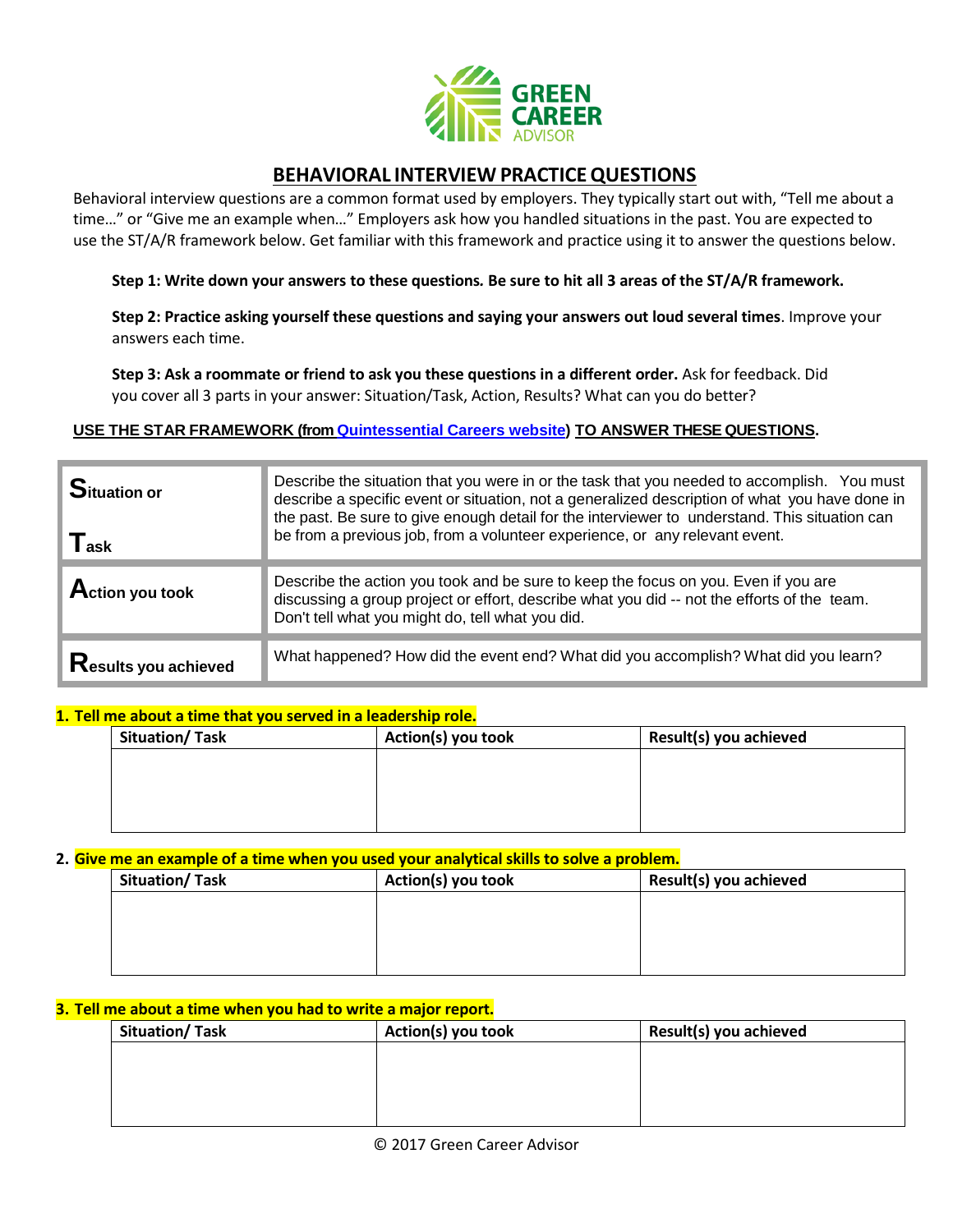GREEN CAREER ADVISOR

# BEHAVIORAL INTERVIEW PRACTICE QUESTIONS

Behavioral interview questions are a common format used by employers. They typically start out with, "Tell me about a time…" or "Give me an example when…" Employers ask how you handled situations in the past. You are expected to use the ST/A/R framework below. Get familiar with this framework and practice using it to answer the questions below.

**Step 1: Write down your answers to these questions. Be sure to hit all 3 areas of the ST/A/R framework.**

**Step 2: Practice asking yourself these questions and saying your answers out loud several times**. Improve your answers each time.

**Step 3: Ask a roommate or friend to ask you these questions in a different order.** Ask for feedback. Did you cover all 3 parts in your answer: Situation/Task, Action, Results? What can you do better?

**USE THE STAR FRAMEWORK (from Quintessential Careers website) TO ANSWER THESE QUESTIONS.**

| | |
|---|---|
| **Situation or Task** | Describe the situation that you were in or the task that you needed to accomplish. You must describe a specific event or situation, not a generalized description of what you have done in the past. Be sure to give enough detail for the interviewer to understand. This situation can be from a previous job, from a volunteer experience, or any relevant event. |
| **Action you took** | Describe the action you took and be sure to keep the focus on you. Even if you are discussing a group project or effort, describe what you did -- not the efforts of the team. Don't tell what you might do, tell what you did. |
| **Results you achieved** | What happened? How did the event end? What did you accomplish? What did you learn? |

**1. Tell me about a time that you served in a leadership role.**

| Situation/ Task | Action(s) you took | Result(s) you achieved |
|---|---|---|
| | | |

**2. Give me an example of a time when you used your analytical skills to solve a problem.**

| Situation/ Task | Action(s) you took | Result(s) you achieved |
|---|---|---|
| | | |

**3. Tell me about a time when you had to write a major report.**

| Situation/ Task | Action(s) you took | Result(s) you achieved |
|---|---|---|
| | | |

© 2017 Green Career Advisor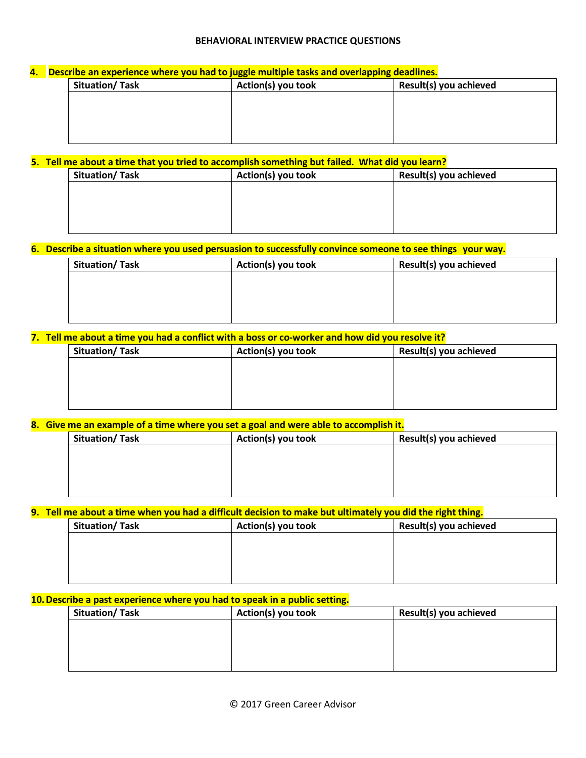# BEHAVIORAL INTERVIEW PRACTICE QUESTIONS

**4. Describe an experience where you had to juggle multiple tasks and overlapping deadlines.**

| Situation/ Task | Action(s) you took | Result(s) you achieved |
| --- | --- | --- |
| | | |

**5. Tell me about a time that you tried to accomplish something but failed. What did you learn?**

| Situation/ Task | Action(s) you took | Result(s) you achieved |
| --- | --- | --- |
| | | |

**6. Describe a situation where you used persuasion to successfully convince someone to see things your way.**

| Situation/ Task | Action(s) you took | Result(s) you achieved |
| --- | --- | --- |
| | | |

**7. Tell me about a time you had a conflict with a boss or co-worker and how did you resolve it?**

| Situation/ Task | Action(s) you took | Result(s) you achieved |
| --- | --- | --- |
| | | |

**8. Give me an example of a time where you set a goal and were able to accomplish it.**

| Situation/ Task | Action(s) you took | Result(s) you achieved |
| --- | --- | --- |
| | | |

**9. Tell me about a time when you had a difficult decision to make but ultimately you did the right thing.**

| Situation/ Task | Action(s) you took | Result(s) you achieved |
| --- | --- | --- |
| | | |

**10. Describe a past experience where you had to speak in a public setting.**

| Situation/ Task | Action(s) you took | Result(s) you achieved |
| --- | --- | --- |
| | | |

© 2017 Green Career Advisor